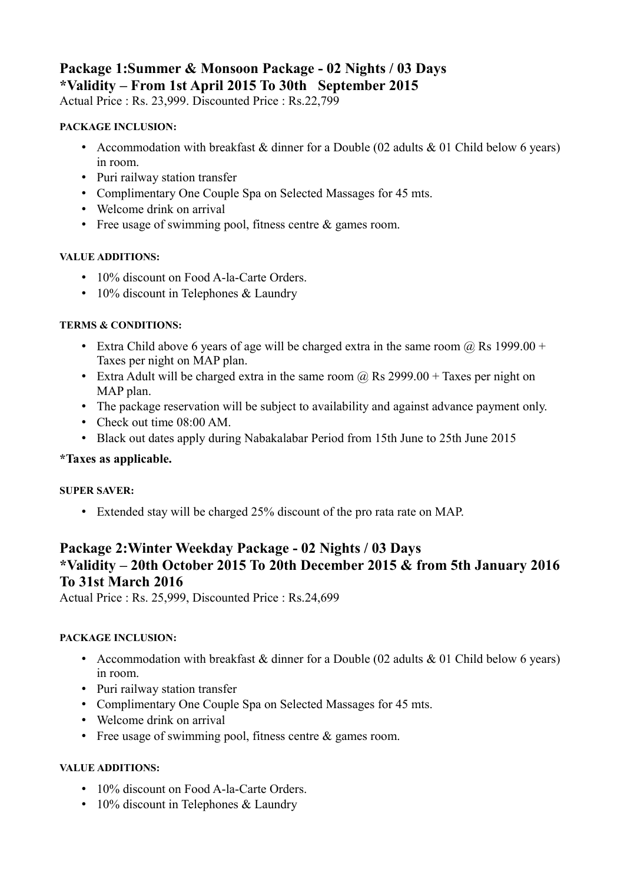## Package 1:Summer & Monsoon Package - 02 Nights / 03 Days
## *Validity – From 1st April 2015 To 30th September 2015

Actual Price : Rs. 23,999. Discounted Price : Rs.22,799

**PACKAGE INCLUSION:**

- Accommodation with breakfast & dinner for a Double (02 adults & 01 Child below 6 years) in room.
- Puri railway station transfer
- Complimentary One Couple Spa on Selected Massages for 45 mts.
- Welcome drink on arrival
- Free usage of swimming pool, fitness centre & games room.

**VALUE ADDITIONS:**

- 10% discount on Food A-la-Carte Orders.
- 10% discount in Telephones & Laundry

**TERMS & CONDITIONS:**

- Extra Child above 6 years of age will be charged extra in the same room @ Rs 1999.00 + Taxes per night on MAP plan.
- Extra Adult will be charged extra in the same room @ Rs 2999.00 + Taxes per night on MAP plan.
- The package reservation will be subject to availability and against advance payment only.
- Check out time 08:00 AM.
- Black out dates apply during Nabakalabar Period from 15th June to 25th June 2015

**\*Taxes as applicable.**

**SUPER SAVER:**

- Extended stay will be charged 25% discount of the pro rata rate on MAP.

## Package 2:Winter Weekday Package - 02 Nights / 03 Days
## *Validity – 20th October 2015 To 20th December 2015 & from 5th January 2016 To 31st March 2016

Actual Price : Rs. 25,999, Discounted Price : Rs.24,699

**PACKAGE INCLUSION:**

- Accommodation with breakfast & dinner for a Double (02 adults & 01 Child below 6 years) in room.
- Puri railway station transfer
- Complimentary One Couple Spa on Selected Massages for 45 mts.
- Welcome drink on arrival
- Free usage of swimming pool, fitness centre & games room.

**VALUE ADDITIONS:**

- 10% discount on Food A-la-Carte Orders.
- 10% discount in Telephones & Laundry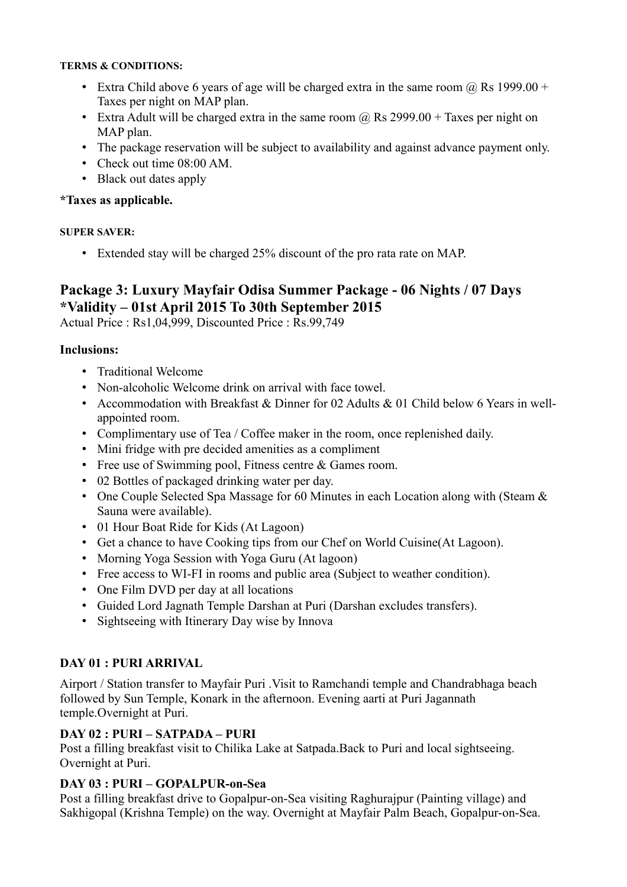**TERMS & CONDITIONS:**

- Extra Child above 6 years of age will be charged extra in the same room @ Rs 1999.00 + Taxes per night on MAP plan.
- Extra Adult will be charged extra in the same room @ Rs 2999.00 + Taxes per night on MAP plan.
- The package reservation will be subject to availability and against advance payment only.
- Check out time 08:00 AM.
- Black out dates apply

**\*Taxes as applicable.**

**SUPER SAVER:**

- Extended stay will be charged 25% discount of the pro rata rate on MAP.

## Package 3: Luxury Mayfair Odisa Summer Package - 06 Nights / 07 Days *Validity – 01st April 2015 To 30th September 2015

Actual Price : Rs1,04,999, Discounted Price : Rs.99,749

**Inclusions:**

- Traditional Welcome
- Non-alcoholic Welcome drink on arrival with face towel.
- Accommodation with Breakfast & Dinner for 02 Adults & 01 Child below 6 Years in well-appointed room.
- Complimentary use of Tea / Coffee maker in the room, once replenished daily.
- Mini fridge with pre decided amenities as a compliment
- Free use of Swimming pool, Fitness centre & Games room.
- 02 Bottles of packaged drinking water per day.
- One Couple Selected Spa Massage for 60 Minutes in each Location along with (Steam & Sauna were available).
- 01 Hour Boat Ride for Kids (At Lagoon)
- Get a chance to have Cooking tips from our Chef on World Cuisine(At Lagoon).
- Morning Yoga Session with Yoga Guru (At lagoon)
- Free access to WI-FI in rooms and public area (Subject to weather condition).
- One Film DVD per day at all locations
- Guided Lord Jagnath Temple Darshan at Puri (Darshan excludes transfers).
- Sightseeing with Itinerary Day wise by Innova

**DAY 01 : PURI ARRIVAL**

Airport / Station transfer to Mayfair Puri .Visit to Ramchandi temple and Chandrabhaga beach followed by Sun Temple, Konark in the afternoon. Evening aarti at Puri Jagannath temple.Overnight at Puri.

**DAY 02 : PURI – SATPADA – PURI**

Post a filling breakfast visit to Chilika Lake at Satpada.Back to Puri and local sightseeing. Overnight at Puri.

**DAY 03 : PURI – GOPALPUR-on-Sea**

Post a filling breakfast drive to Gopalpur-on-Sea visiting Raghurajpur (Painting village) and Sakhigopal (Krishna Temple) on the way. Overnight at Mayfair Palm Beach, Gopalpur-on-Sea.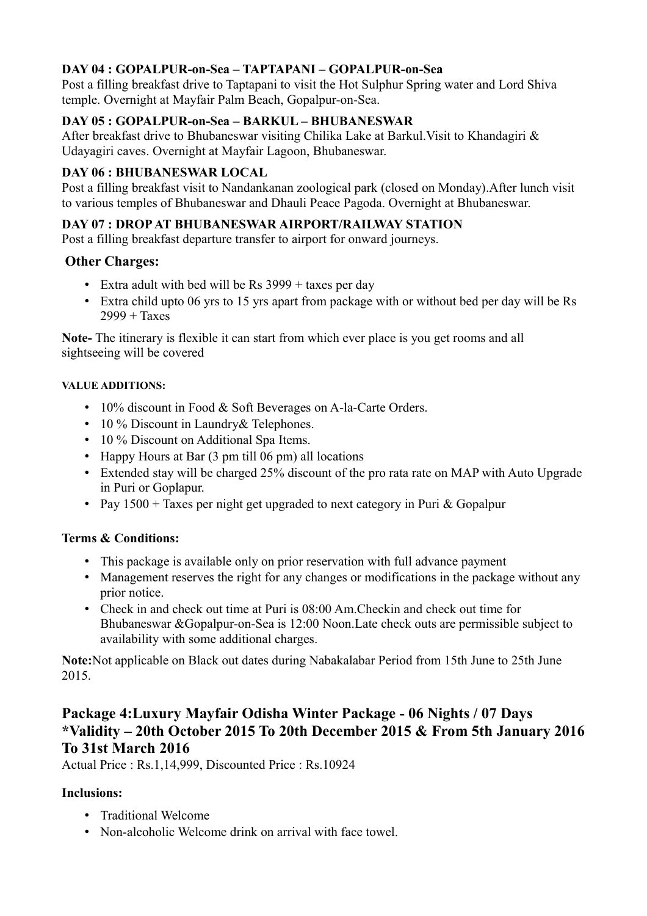**DAY 04 : GOPALPUR-on-Sea – TAPTAPANI – GOPALPUR-on-Sea**
Post a filling breakfast drive to Taptapani to visit the Hot Sulphur Spring water and Lord Shiva temple. Overnight at Mayfair Palm Beach, Gopalpur-on-Sea.

**DAY 05 : GOPALPUR-on-Sea – BARKUL – BHUBANESWAR**
After breakfast drive to Bhubaneswar visiting Chilika Lake at Barkul.Visit to Khandagiri & Udayagiri caves. Overnight at Mayfair Lagoon, Bhubaneswar.

**DAY 06 : BHUBANESWAR LOCAL**
Post a filling breakfast visit to Nandankanan zoological park (closed on Monday).After lunch visit to various temples of Bhubaneswar and Dhauli Peace Pagoda. Overnight at Bhubaneswar.

**DAY 07 : DROP AT BHUBANESWAR AIRPORT/RAILWAY STATION**
Post a filling breakfast departure transfer to airport for onward journeys.

**Other Charges:**

- Extra adult with bed will be Rs 3999 + taxes per day
- Extra child upto 06 yrs to 15 yrs apart from package with or without bed per day will be Rs 2999 + Taxes

**Note-** The itinerary is flexible it can start from which ever place is you get rooms and all sightseeing will be covered

**VALUE ADDITIONS:**

- 10% discount in Food & Soft Beverages on A-la-Carte Orders.
- 10 % Discount in Laundry& Telephones.
- 10 % Discount on Additional Spa Items.
- Happy Hours at Bar (3 pm till 06 pm) all locations
- Extended stay will be charged 25% discount of the pro rata rate on MAP with Auto Upgrade in Puri or Goplapur.
- Pay 1500 + Taxes per night get upgraded to next category in Puri & Gopalpur

**Terms & Conditions:**

- This package is available only on prior reservation with full advance payment
- Management reserves the right for any changes or modifications in the package without any prior notice.
- Check in and check out time at Puri is 08:00 Am.Checkin and check out time for Bhubaneswar &Gopalpur-on-Sea is 12:00 Noon.Late check outs are permissible subject to availability with some additional charges.

**Note:**Not applicable on Black out dates during Nabakalabar Period from 15th June to 25th June 2015.

## Package 4:Luxury Mayfair Odisha Winter Package - 06 Nights / 07 Days *Validity – 20th October 2015 To 20th December 2015 & From 5th January 2016 To 31st March 2016

Actual Price : Rs.1,14,999, Discounted Price : Rs.10924

**Inclusions:**

- Traditional Welcome
- Non-alcoholic Welcome drink on arrival with face towel.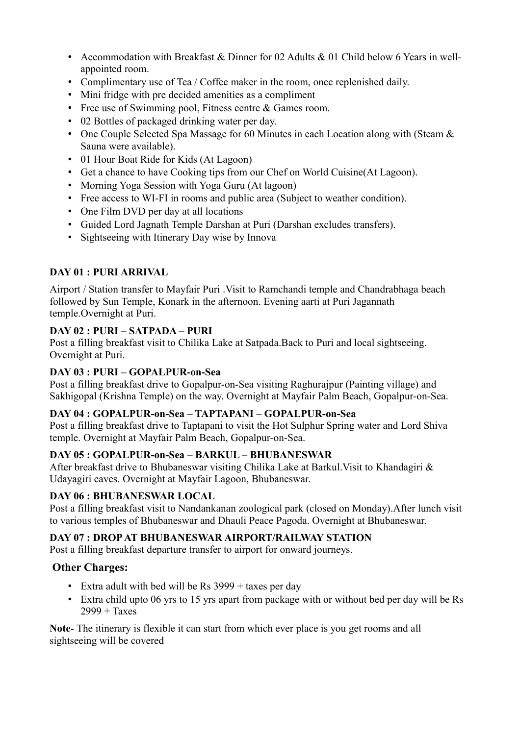- Accommodation with Breakfast & Dinner for 02 Adults & 01 Child below 6 Years in well-appointed room.
- Complimentary use of Tea / Coffee maker in the room, once replenished daily.
- Mini fridge with pre decided amenities as a compliment
- Free use of Swimming pool, Fitness centre & Games room.
- 02 Bottles of packaged drinking water per day.
- One Couple Selected Spa Massage for 60 Minutes in each Location along with (Steam & Sauna were available).
- 01 Hour Boat Ride for Kids (At Lagoon)
- Get a chance to have Cooking tips from our Chef on World Cuisine(At Lagoon).
- Morning Yoga Session with Yoga Guru (At lagoon)
- Free access to WI-FI in rooms and public area (Subject to weather condition).
- One Film DVD per day at all locations
- Guided Lord Jagnath Temple Darshan at Puri (Darshan excludes transfers).
- Sightseeing with Itinerary Day wise by Innova

**DAY 01 : PURI ARRIVAL**

Airport / Station transfer to Mayfair Puri .Visit to Ramchandi temple and Chandrabhaga beach followed by Sun Temple, Konark in the afternoon. Evening aarti at Puri Jagannath temple.Overnight at Puri.

**DAY 02 : PURI – SATPADA – PURI**

Post a filling breakfast visit to Chilika Lake at Satpada.Back to Puri and local sightseeing. Overnight at Puri.

**DAY 03 : PURI – GOPALPUR-on-Sea**

Post a filling breakfast drive to Gopalpur-on-Sea visiting Raghurajpur (Painting village) and Sakhigopal (Krishna Temple) on the way. Overnight at Mayfair Palm Beach, Gopalpur-on-Sea.

**DAY 04 : GOPALPUR-on-Sea – TAPTAPANI – GOPALPUR-on-Sea**

Post a filling breakfast drive to Taptapani to visit the Hot Sulphur Spring water and Lord Shiva temple. Overnight at Mayfair Palm Beach, Gopalpur-on-Sea.

**DAY 05 : GOPALPUR-on-Sea – BARKUL – BHUBANESWAR**

After breakfast drive to Bhubaneswar visiting Chilika Lake at Barkul.Visit to Khandagiri & Udayagiri caves. Overnight at Mayfair Lagoon, Bhubaneswar.

**DAY 06 : BHUBANESWAR LOCAL**

Post a filling breakfast visit to Nandankanan zoological park (closed on Monday).After lunch visit to various temples of Bhubaneswar and Dhauli Peace Pagoda. Overnight at Bhubaneswar.

**DAY 07 : DROP AT BHUBANESWAR AIRPORT/RAILWAY STATION**

Post a filling breakfast departure transfer to airport for onward journeys.

### Other Charges:

- Extra adult with bed will be Rs 3999 + taxes per day
- Extra child upto 06 yrs to 15 yrs apart from package with or without bed per day will be Rs 2999 + Taxes

**Note**- The itinerary is flexible it can start from which ever place is you get rooms and all sightseeing will be covered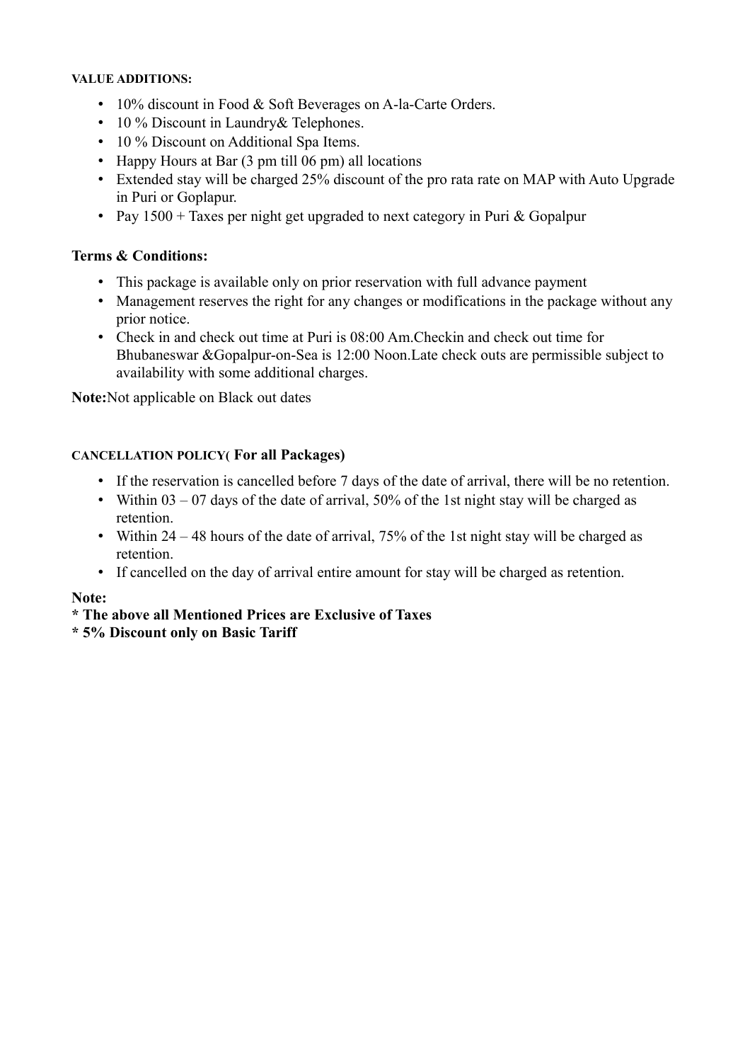**VALUE ADDITIONS:**

- 10% discount in Food & Soft Beverages on A-la-Carte Orders.
- 10 % Discount in Laundry& Telephones.
- 10 % Discount on Additional Spa Items.
- Happy Hours at Bar (3 pm till 06 pm) all locations
- Extended stay will be charged 25% discount of the pro rata rate on MAP with Auto Upgrade in Puri or Goplapur.
- Pay 1500 + Taxes per night get upgraded to next category in Puri & Gopalpur

**Terms & Conditions:**

- This package is available only on prior reservation with full advance payment
- Management reserves the right for any changes or modifications in the package without any prior notice.
- Check in and check out time at Puri is 08:00 Am.Checkin and check out time for Bhubaneswar &Gopalpur-on-Sea is 12:00 Noon.Late check outs are permissible subject to availability with some additional charges.

**Note:**Not applicable on Black out dates

**CANCELLATION POLICY( For all Packages)**

- If the reservation is cancelled before 7 days of the date of arrival, there will be no retention.
- Within 03 – 07 days of the date of arrival, 50% of the 1st night stay will be charged as retention.
- Within 24 – 48 hours of the date of arrival, 75% of the 1st night stay will be charged as retention.
- If cancelled on the day of arrival entire amount for stay will be charged as retention.

**Note:**

**\* The above all Mentioned Prices are Exclusive of Taxes**

**\* 5% Discount only on Basic Tariff**